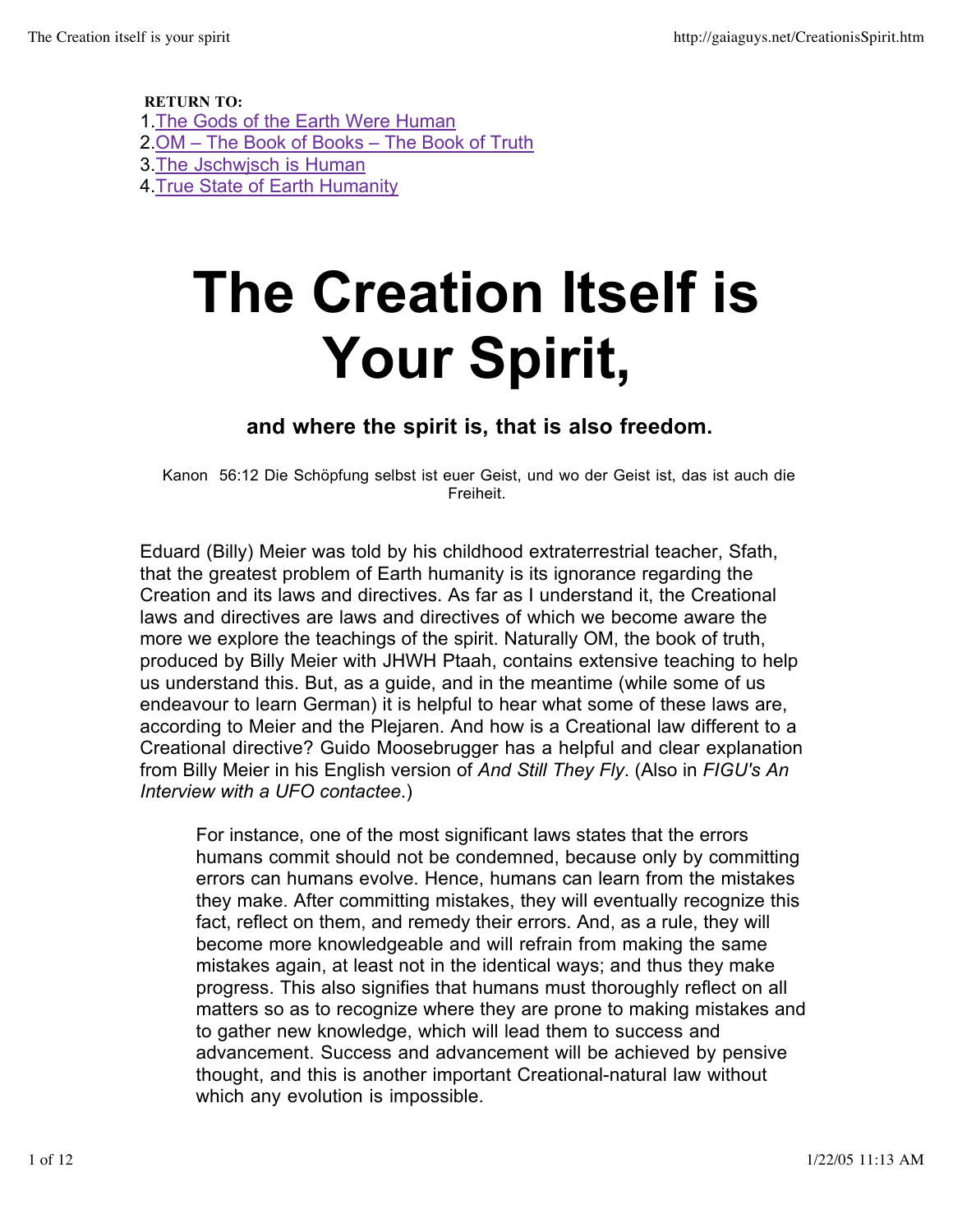**RETURN TO:**

1. [The Gods of the Earth Were Human]
2. [OM – The Book of Books – The Book of Truth]
3. [The Jschwjsch is Human]
4. [True State of Earth Humanity]

# The Creation Itself is Your Spirit,

### and where the spirit is, that is also freedom.

Kanon 56:12 Die Schöpfung selbst ist euer Geist, und wo der Geist ist, das ist auch die Freiheit.

Eduard (Billy) Meier was told by his childhood extraterrestrial teacher, Sfath, that the greatest problem of Earth humanity is its ignorance regarding the Creation and its laws and directives. As far as I understand it, the Creational laws and directives are laws and directives of which we become aware the more we explore the teachings of the spirit. Naturally OM, the book of truth, produced by Billy Meier with JHWH Ptaah, contains extensive teaching to help us understand this. But, as a guide, and in the meantime (while some of us endeavour to learn German) it is helpful to hear what some of these laws are, according to Meier and the Plejaren. And how is a Creational law different to a Creational directive? Guido Moosebrugger has a helpful and clear explanation from Billy Meier in his English version of *And Still They Fly*. (Also in *FIGU's An Interview with a UFO contactee*.)

> For instance, one of the most significant laws states that the errors humans commit should not be condemned, because only by committing errors can humans evolve. Hence, humans can learn from the mistakes they make. After committing mistakes, they will eventually recognize this fact, reflect on them, and remedy their errors. And, as a rule, they will become more knowledgeable and will refrain from making the same mistakes again, at least not in the identical ways; and thus they make progress. This also signifies that humans must thoroughly reflect on all matters so as to recognize where they are prone to making mistakes and to gather new knowledge, which will lead them to success and advancement. Success and advancement will be achieved by pensive thought, and this is another important Creational-natural law without which any evolution is impossible.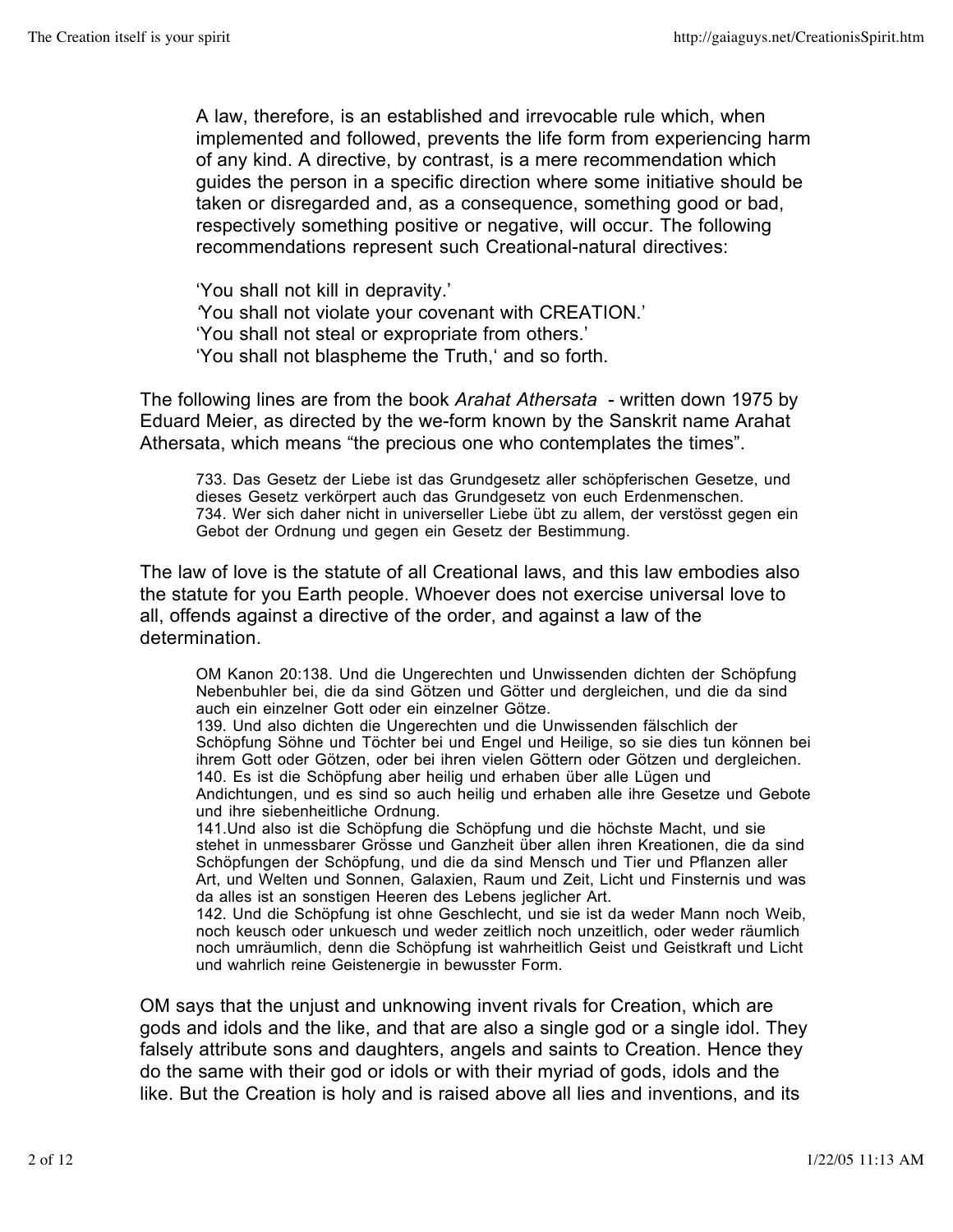> A law, therefore, is an established and irrevocable rule which, when implemented and followed, prevents the life form from experiencing harm of any kind. A directive, by contrast, is a mere recommendation which guides the person in a specific direction where some initiative should be taken or disregarded and, as a consequence, something good or bad, respectively something positive or negative, will occur. The following recommendations represent such Creational-natural directives:
>
> ‘You shall not kill in depravity.’
> ‘You shall not violate your covenant with CREATION.’
> ‘You shall not steal or expropriate from others.’
> ‘You shall not blaspheme the Truth,‘ and so forth.

The following lines are from the book *Arahat Athersata* - written down 1975 by Eduard Meier, as directed by the we-form known by the Sanskrit name Arahat Athersata, which means “the precious one who contemplates the times”.

> 733. Das Gesetz der Liebe ist das Grundgesetz aller schöpferischen Gesetze, und dieses Gesetz verkörpert auch das Grundgesetz von euch Erdenmenschen.
> 734. Wer sich daher nicht in universeller Liebe übt zu allem, der verstösst gegen ein Gebot der Ordnung und gegen ein Gesetz der Bestimmung.

The law of love is the statute of all Creational laws, and this law embodies also the statute for you Earth people. Whoever does not exercise universal love to all, offends against a directive of the order, and against a law of the determination.

> OM Kanon 20:138. Und die Ungerechten und Unwissenden dichten der Schöpfung Nebenbuhler bei, die da sind Götzen und Götter und dergleichen, und die da sind auch ein einzelner Gott oder ein einzelner Götze.
> 139. Und also dichten die Ungerechten und die Unwissenden fälschlich der Schöpfung Söhne und Töchter bei und Engel und Heilige, so sie dies tun können bei ihrem Gott oder Götzen, oder bei ihren vielen Göttern oder Götzen und dergleichen.
> 140. Es ist die Schöpfung aber heilig und erhaben über alle Lügen und Andichtungen, und es sind so auch heilig und erhaben alle ihre Gesetze und Gebote und ihre siebenheitliche Ordnung.
> 141.Und also ist die Schöpfung die Schöpfung und die höchste Macht, und sie stehet in unmessbarer Grösse und Ganzheit über allen ihren Kreationen, die da sind Schöpfungen der Schöpfung, und die da sind Mensch und Tier und Pflanzen aller Art, und Welten und Sonnen, Galaxien, Raum und Zeit, Licht und Finsternis und was da alles ist an sonstigen Heeren des Lebens jeglicher Art.
> 142. Und die Schöpfung ist ohne Geschlecht, und sie ist da weder Mann noch Weib, noch keusch oder unkuesch und weder zeitlich noch unzeitlich, oder weder räumlich noch umräumlich, denn die Schöpfung ist wahrheitlich Geist und Geistkraft und Licht und wahrlich reine Geistenergie in bewusster Form.

OM says that the unjust and unknowing invent rivals for Creation, which are gods and idols and the like, and that are also a single god or a single idol. They falsely attribute sons and daughters, angels and saints to Creation. Hence they do the same with their god or idols or with their myriad of gods, idols and the like. But the Creation is holy and is raised above all lies and inventions, and its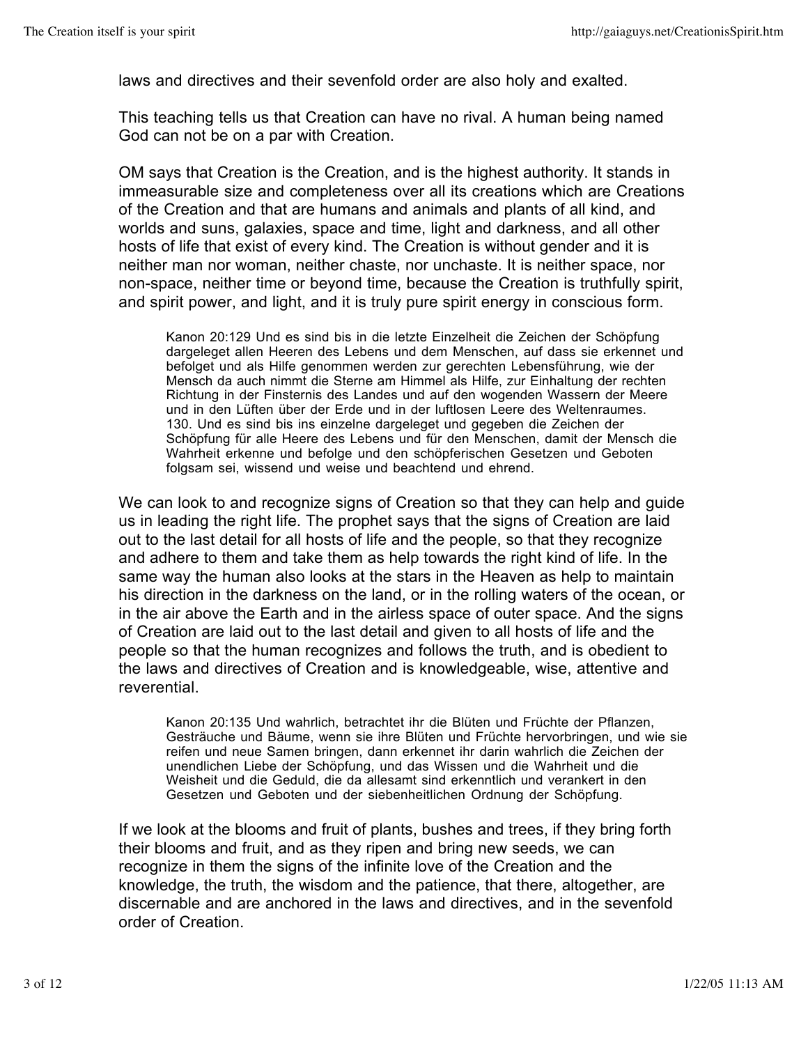laws and directives and their sevenfold order are also holy and exalted.

This teaching tells us that Creation can have no rival. A human being named God can not be on a par with Creation.

OM says that Creation is the Creation, and is the highest authority. It stands in immeasurable size and completeness over all its creations which are Creations of the Creation and that are humans and animals and plants of all kind, and worlds and suns, galaxies, space and time, light and darkness, and all other hosts of life that exist of every kind. The Creation is without gender and it is neither man nor woman, neither chaste, nor unchaste. It is neither space, nor non-space, neither time or beyond time, because the Creation is truthfully spirit, and spirit power, and light, and it is truly pure spirit energy in conscious form.

> Kanon 20:129 Und es sind bis in die letzte Einzelheit die Zeichen der Schöpfung dargeleget allen Heeren des Lebens und dem Menschen, auf dass sie erkennet und befolget und als Hilfe genommen werden zur gerechten Lebensführung, wie der Mensch da auch nimmt die Sterne am Himmel als Hilfe, zur Einhaltung der rechten Richtung in der Finsternis des Landes und auf den wogenden Wassern der Meere und in den Lüften über der Erde und in der luftlosen Leere des Weltenraumes.
> 130. Und es sind bis ins einzelne dargeleget und gegeben die Zeichen der Schöpfung für alle Heere des Lebens und für den Menschen, damit der Mensch die Wahrheit erkenne und befolge und den schöpferischen Gesetzen und Geboten folgsam sei, wissend und weise und beachtend und ehrend.

We can look to and recognize signs of Creation so that they can help and guide us in leading the right life. The prophet says that the signs of Creation are laid out to the last detail for all hosts of life and the people, so that they recognize and adhere to them and take them as help towards the right kind of life. In the same way the human also looks at the stars in the Heaven as help to maintain his direction in the darkness on the land, or in the rolling waters of the ocean, or in the air above the Earth and in the airless space of outer space. And the signs of Creation are laid out to the last detail and given to all hosts of life and the people so that the human recognizes and follows the truth, and is obedient to the laws and directives of Creation and is knowledgeable, wise, attentive and reverential.

> Kanon 20:135 Und wahrlich, betrachtet ihr die Blüten und Früchte der Pflanzen, Gesträuche und Bäume, wenn sie ihre Blüten und Früchte hervorbringen, und wie sie reifen und neue Samen bringen, dann erkennet ihr darin wahrlich die Zeichen der unendlichen Liebe der Schöpfung, und das Wissen und die Wahrheit und die Weisheit und die Geduld, die da allesamt sind erkenntlich und verankert in den Gesetzen und Geboten und der siebenheitlichen Ordnung der Schöpfung.

If we look at the blooms and fruit of plants, bushes and trees, if they bring forth their blooms and fruit, and as they ripen and bring new seeds, we can recognize in them the signs of the infinite love of the Creation and the knowledge, the truth, the wisdom and the patience, that there, altogether, are discernable and are anchored in the laws and directives, and in the sevenfold order of Creation.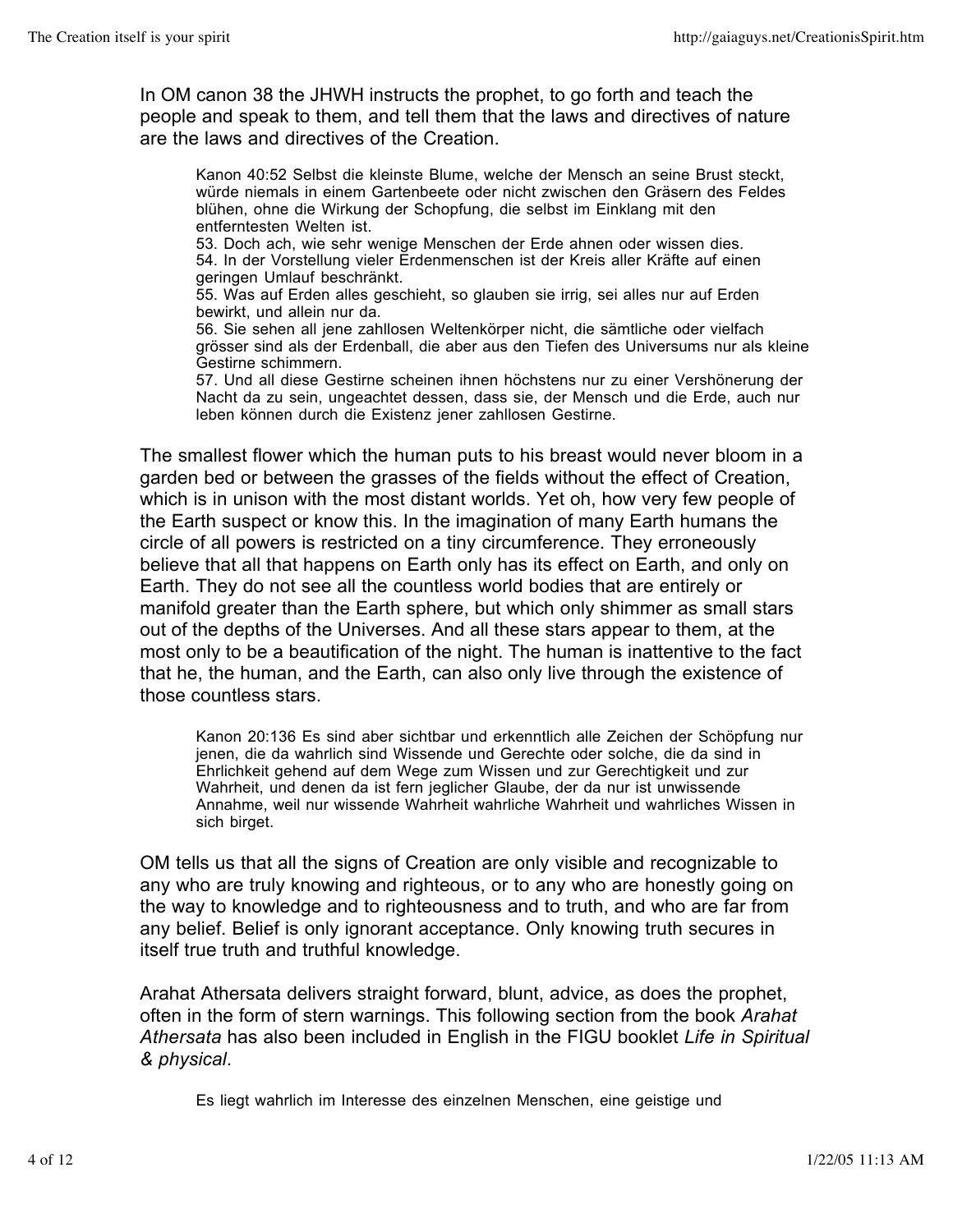In OM canon 38 the JHWH instructs the prophet, to go forth and teach the people and speak to them, and tell them that the laws and directives of nature are the laws and directives of the Creation.

> Kanon 40:52 Selbst die kleinste Blume, welche der Mensch an seine Brust steckt, würde niemals in einem Gartenbeete oder nicht zwischen den Gräsern des Feldes blühen, ohne die Wirkung der Schopfung, die selbst im Einklang mit den entferntesten Welten ist.
> 53. Doch ach, wie sehr wenige Menschen der Erde ahnen oder wissen dies.
> 54. In der Vorstellung vieler Erdenmenschen ist der Kreis aller Kräfte auf einen geringen Umlauf beschränkt.
> 55. Was auf Erden alles geschieht, so glauben sie irrig, sei alles nur auf Erden bewirkt, und allein nur da.
> 56. Sie sehen all jene zahllosen Weltenkörper nicht, die sämtliche oder vielfach grösser sind als der Erdenball, die aber aus den Tiefen des Universums nur als kleine Gestirne schimmern.
> 57. Und all diese Gestirne scheinen ihnen höchstens nur zu einer Vershönerung der Nacht da zu sein, ungeachtet dessen, dass sie, der Mensch und die Erde, auch nur leben können durch die Existenz jener zahllosen Gestirne.

The smallest flower which the human puts to his breast would never bloom in a garden bed or between the grasses of the fields without the effect of Creation, which is in unison with the most distant worlds. Yet oh, how very few people of the Earth suspect or know this. In the imagination of many Earth humans the circle of all powers is restricted on a tiny circumference. They erroneously believe that all that happens on Earth only has its effect on Earth, and only on Earth. They do not see all the countless world bodies that are entirely or manifold greater than the Earth sphere, but which only shimmer as small stars out of the depths of the Universes. And all these stars appear to them, at the most only to be a beautification of the night. The human is inattentive to the fact that he, the human, and the Earth, can also only live through the existence of those countless stars.

> Kanon 20:136 Es sind aber sichtbar und erkenntlich alle Zeichen der Schöpfung nur jenen, die da wahrlich sind Wissende und Gerechte oder solche, die da sind in Ehrlichkeit gehend auf dem Wege zum Wissen und zur Gerechtigkeit und zur Wahrheit, und denen da ist fern jeglicher Glaube, der da nur ist unwissende Annahme, weil nur wissende Wahrheit wahrliche Wahrheit und wahrliches Wissen in sich birget.

OM tells us that all the signs of Creation are only visible and recognizable to any who are truly knowing and righteous, or to any who are honestly going on the way to knowledge and to righteousness and to truth, and who are far from any belief. Belief is only ignorant acceptance. Only knowing truth secures in itself true truth and truthful knowledge.

Arahat Athersata delivers straight forward, blunt, advice, as does the prophet, often in the form of stern warnings. This following section from the book *Arahat Athersata* has also been included in English in the FIGU booklet *Life in Spiritual & physical*.

> Es liegt wahrlich im Interesse des einzelnen Menschen, eine geistige und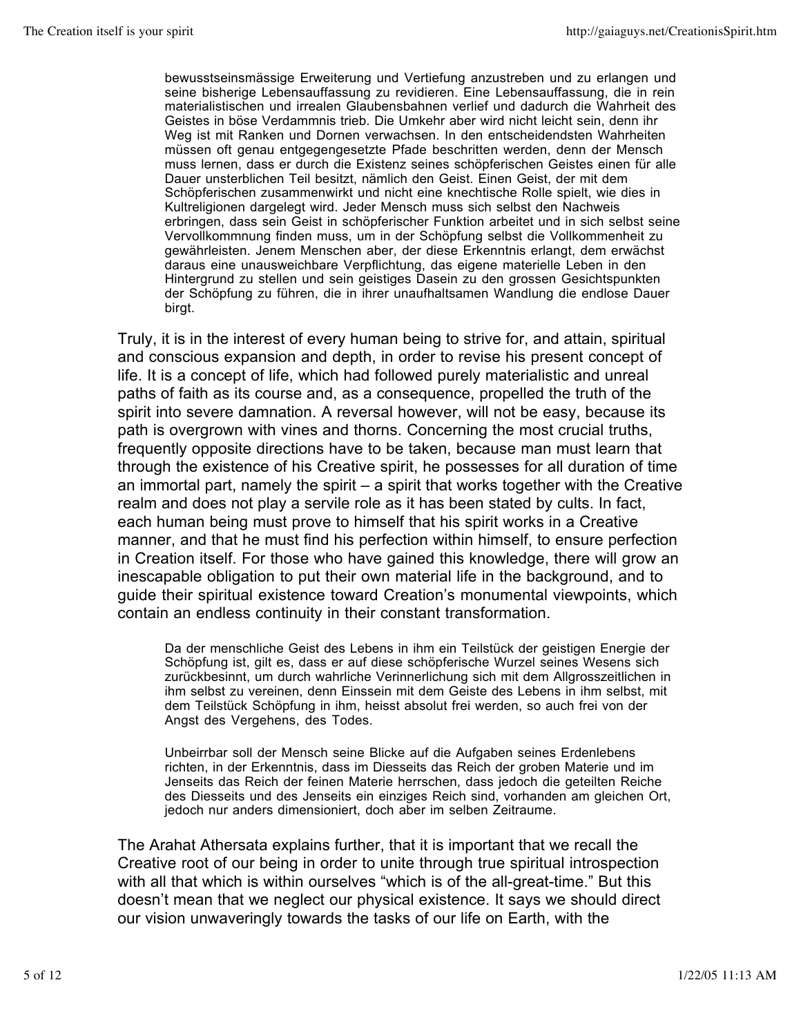> bewusstseinsmässige Erweiterung und Vertiefung anzustreben und zu erlangen und seine bisherige Lebensauffassung zu revidieren. Eine Lebensauffassung, die in rein materialistischen und irrealen Glaubensbahnen verlief und dadurch die Wahrheit des Geistes in böse Verdammnis trieb. Die Umkehr aber wird nicht leicht sein, denn ihr Weg ist mit Ranken und Dornen verwachsen. In den entscheidendsten Wahrheiten müssen oft genau entgegengesetzte Pfade beschritten werden, denn der Mensch muss lernen, dass er durch die Existenz seines schöpferischen Geistes einen für alle Dauer unsterblichen Teil besitzt, nämlich den Geist. Einen Geist, der mit dem Schöpferischen zusammenwirkt und nicht eine knechtische Rolle spielt, wie dies in Kultreligionen dargelegt wird. Jeder Mensch muss sich selbst den Nachweis erbringen, dass sein Geist in schöpferischer Funktion arbeitet und in sich selbst seine Vervollkommnung finden muss, um in der Schöpfung selbst die Vollkommenheit zu gewährleisten. Jenem Menschen aber, der diese Erkenntnis erlangt, dem erwächst daraus eine unausweichbare Verpflichtung, das eigene materielle Leben in den Hintergrund zu stellen und sein geistiges Dasein zu den grossen Gesichtspunkten der Schöpfung zu führen, die in ihrer unaufhaltsamen Wandlung die endlose Dauer birgt.

Truly, it is in the interest of every human being to strive for, and attain, spiritual and conscious expansion and depth, in order to revise his present concept of life. It is a concept of life, which had followed purely materialistic and unreal paths of faith as its course and, as a consequence, propelled the truth of the spirit into severe damnation. A reversal however, will not be easy, because its path is overgrown with vines and thorns. Concerning the most crucial truths, frequently opposite directions have to be taken, because man must learn that through the existence of his Creative spirit, he possesses for all duration of time an immortal part, namely the spirit – a spirit that works together with the Creative realm and does not play a servile role as it has been stated by cults. In fact, each human being must prove to himself that his spirit works in a Creative manner, and that he must find his perfection within himself, to ensure perfection in Creation itself. For those who have gained this knowledge, there will grow an inescapable obligation to put their own material life in the background, and to guide their spiritual existence toward Creation's monumental viewpoints, which contain an endless continuity in their constant transformation.

> Da der menschliche Geist des Lebens in ihm ein Teilstück der geistigen Energie der Schöpfung ist, gilt es, dass er auf diese schöpferische Wurzel seines Wesens sich zurückbesinnt, um durch wahrliche Verinnerlichung sich mit dem Allgrosszeitlichen in ihm selbst zu vereinen, denn Einssein mit dem Geiste des Lebens in ihm selbst, mit dem Teilstück Schöpfung in ihm, heisst absolut frei werden, so auch frei von der Angst des Vergehens, des Todes.
>
> Unbeirrbar soll der Mensch seine Blicke auf die Aufgaben seines Erdenlebens richten, in der Erkenntnis, dass im Diesseits das Reich der groben Materie und im Jenseits das Reich der feinen Materie herrschen, dass jedoch die geteilten Reiche des Diesseits und des Jenseits ein einziges Reich sind, vorhanden am gleichen Ort, jedoch nur anders dimensioniert, doch aber im selben Zeitraume.

The Arahat Athersata explains further, that it is important that we recall the Creative root of our being in order to unite through true spiritual introspection with all that which is within ourselves "which is of the all-great-time." But this doesn't mean that we neglect our physical existence. It says we should direct our vision unwaveringly towards the tasks of our life on Earth, with the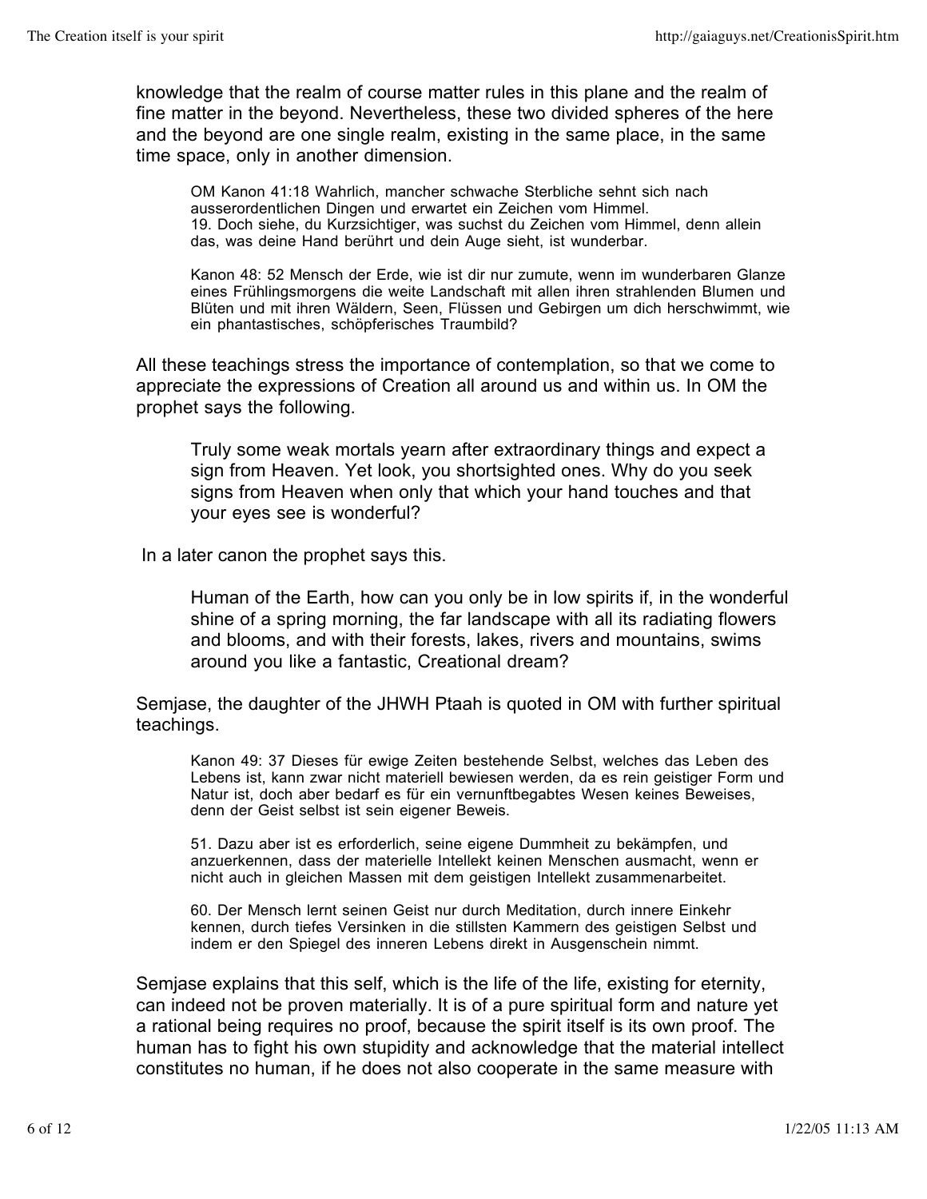knowledge that the realm of course matter rules in this plane and the realm of fine matter in the beyond. Nevertheless, these two divided spheres of the here and the beyond are one single realm, existing in the same place, in the same time space, only in another dimension.

> OM Kanon 41:18 Wahrlich, mancher schwache Sterbliche sehnt sich nach ausserordentlichen Dingen und erwartet ein Zeichen vom Himmel.
> 19. Doch siehe, du Kurzsichtiger, was suchst du Zeichen vom Himmel, denn allein das, was deine Hand berührt und dein Auge sieht, ist wunderbar.

> Kanon 48: 52 Mensch der Erde, wie ist dir nur zumute, wenn im wunderbaren Glanze eines Frühlingsmorgens die weite Landschaft mit allen ihren strahlenden Blumen und Blüten und mit ihren Wäldern, Seen, Flüssen und Gebirgen um dich herschwimmt, wie ein phantastisches, schöpferisches Traumbild?

All these teachings stress the importance of contemplation, so that we come to appreciate the expressions of Creation all around us and within us. In OM the prophet says the following.

> Truly some weak mortals yearn after extraordinary things and expect a sign from Heaven. Yet look, you shortsighted ones. Why do you seek signs from Heaven when only that which your hand touches and that your eyes see is wonderful?

In a later canon the prophet says this.

> Human of the Earth, how can you only be in low spirits if, in the wonderful shine of a spring morning, the far landscape with all its radiating flowers and blooms, and with their forests, lakes, rivers and mountains, swims around you like a fantastic, Creational dream?

Semjase, the daughter of the JHWH Ptaah is quoted in OM with further spiritual teachings.

> Kanon 49: 37 Dieses für ewige Zeiten bestehende Selbst, welches das Leben des Lebens ist, kann zwar nicht materiell bewiesen werden, da es rein geistiger Form und Natur ist, doch aber bedarf es für ein vernunftbegabtes Wesen keines Beweises, denn der Geist selbst ist sein eigener Beweis.
>
> 51. Dazu aber ist es erforderlich, seine eigene Dummheit zu bekämpfen, und anzuerkennen, dass der materielle Intellekt keinen Menschen ausmacht, wenn er nicht auch in gleichen Massen mit dem geistigen Intellekt zusammenarbeitet.
>
> 60. Der Mensch lernt seinen Geist nur durch Meditation, durch innere Einkehr kennen, durch tiefes Versinken in die stillsten Kammern des geistigen Selbst und indem er den Spiegel des inneren Lebens direkt in Ausgenschein nimmt.

Semjase explains that this self, which is the life of the life, existing for eternity, can indeed not be proven materially. It is of a pure spiritual form and nature yet a rational being requires no proof, because the spirit itself is its own proof. The human has to fight his own stupidity and acknowledge that the material intellect constitutes no human, if he does not also cooperate in the same measure with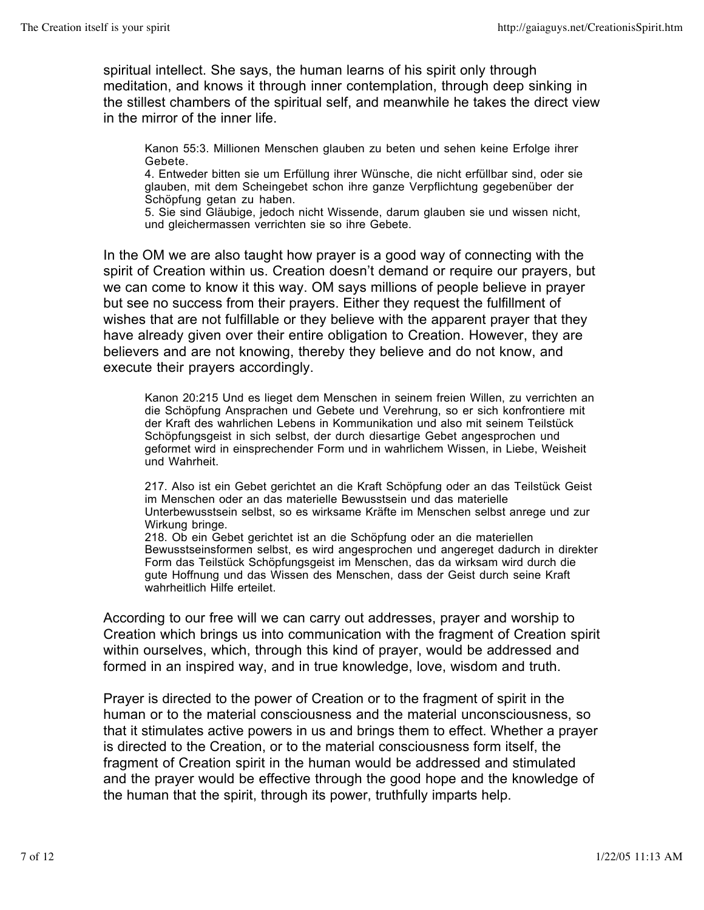spiritual intellect. She says, the human learns of his spirit only through meditation, and knows it through inner contemplation, through deep sinking in the stillest chambers of the spiritual self, and meanwhile he takes the direct view in the mirror of the inner life.

> Kanon 55:3. Millionen Menschen glauben zu beten und sehen keine Erfolge ihrer Gebete.
> 4. Entweder bitten sie um Erfüllung ihrer Wünsche, die nicht erfüllbar sind, oder sie glauben, mit dem Scheingebet schon ihre ganze Verpflichtung gegebenüber der Schöpfung getan zu haben.
> 5. Sie sind Gläubige, jedoch nicht Wissende, darum glauben sie und wissen nicht, und gleichermassen verrichten sie so ihre Gebete.

In the OM we are also taught how prayer is a good way of connecting with the spirit of Creation within us. Creation doesn't demand or require our prayers, but we can come to know it this way. OM says millions of people believe in prayer but see no success from their prayers. Either they request the fulfillment of wishes that are not fulfillable or they believe with the apparent prayer that they have already given over their entire obligation to Creation. However, they are believers and are not knowing, thereby they believe and do not know, and execute their prayers accordingly.

> Kanon 20:215 Und es lieget dem Menschen in seinem freien Willen, zu verrichten an die Schöpfung Ansprachen und Gebete und Verehrung, so er sich konfrontiere mit der Kraft des wahrlichen Lebens in Kommunikation und also mit seinem Teilstück Schöpfungsgeist in sich selbst, der durch diesartige Gebet angesprochen und geformet wird in einsprechender Form und in wahrlichem Wissen, in Liebe, Weisheit und Wahrheit.
>
> 217. Also ist ein Gebet gerichtet an die Kraft Schöpfung oder an das Teilstück Geist im Menschen oder an das materielle Bewusstsein und das materielle Unterbewusstsein selbst, so es wirksame Kräfte im Menschen selbst anrege und zur Wirkung bringe.
> 218. Ob ein Gebet gerichtet ist an die Schöpfung oder an die materiellen Bewusstseinsformen selbst, es wird angesprochen und angereget dadurch in direkter Form das Teilstück Schöpfungsgeist im Menschen, das da wirksam wird durch die gute Hoffnung und das Wissen des Menschen, dass der Geist durch seine Kraft wahrheitlich Hilfe erteilet.

According to our free will we can carry out addresses, prayer and worship to Creation which brings us into communication with the fragment of Creation spirit within ourselves, which, through this kind of prayer, would be addressed and formed in an inspired way, and in true knowledge, love, wisdom and truth.

Prayer is directed to the power of Creation or to the fragment of spirit in the human or to the material consciousness and the material unconsciousness, so that it stimulates active powers in us and brings them to effect. Whether a prayer is directed to the Creation, or to the material consciousness form itself, the fragment of Creation spirit in the human would be addressed and stimulated and the prayer would be effective through the good hope and the knowledge of the human that the spirit, through its power, truthfully imparts help.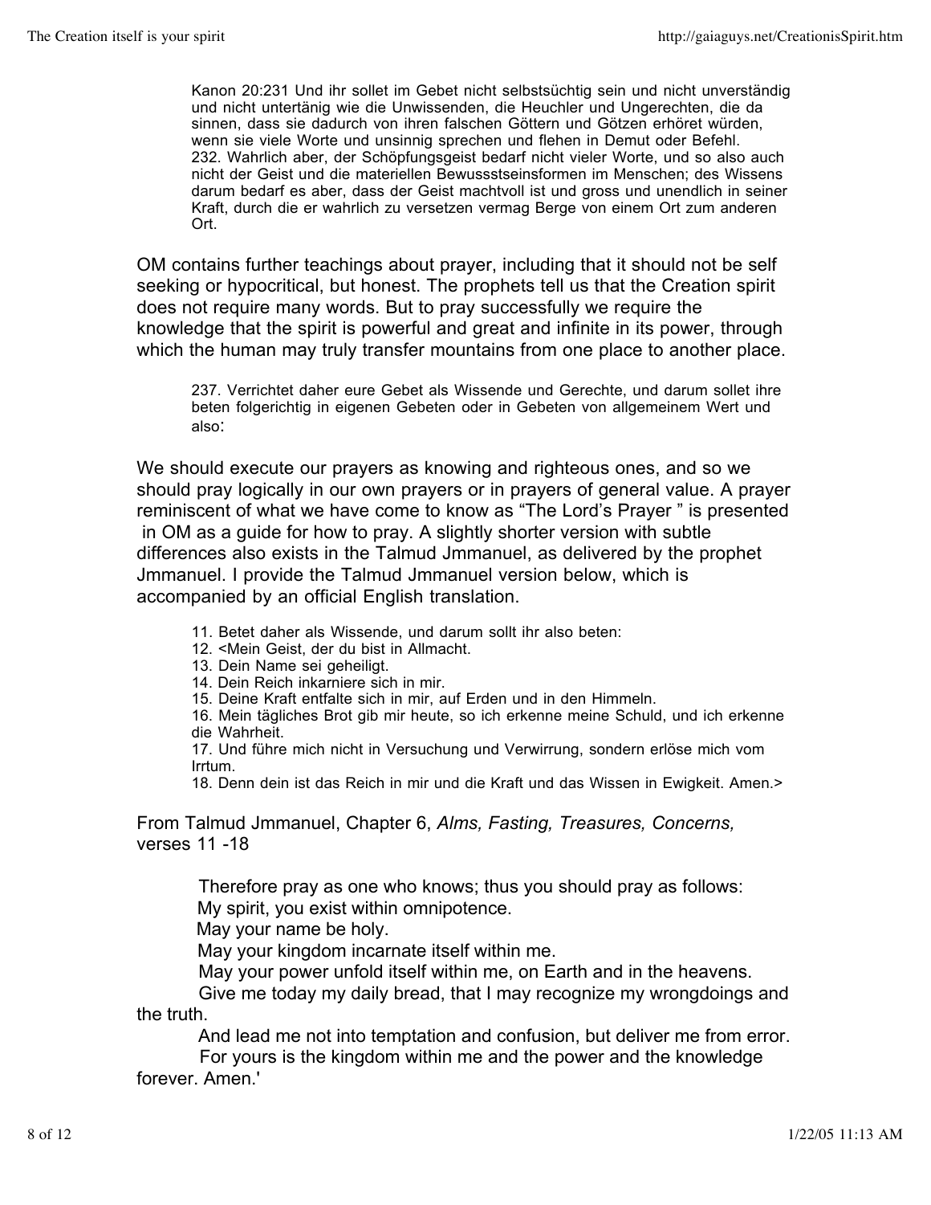> Kanon 20:231 Und ihr sollet im Gebet nicht selbstsüchtig sein und nicht unverständig und nicht untertänig wie die Unwissenden, die Heuchler und Ungerechten, die da sinnen, dass sie dadurch von ihren falschen Göttern und Götzen erhöret würden, wenn sie viele Worte und unsinnig sprechen und flehen in Demut oder Befehl.
> 232. Wahrlich aber, der Schöpfungsgeist bedarf nicht vieler Worte, und so also auch nicht der Geist und die materiellen Bewussstseinsformen im Menschen; des Wissens darum bedarf es aber, dass der Geist machtvoll ist und gross und unendlich in seiner Kraft, durch die er wahrlich zu versetzen vermag Berge von einem Ort zum anderen Ort.

OM contains further teachings about prayer, including that it should not be self seeking or hypocritical, but honest. The prophets tell us that the Creation spirit does not require many words. But to pray successfully we require the knowledge that the spirit is powerful and great and infinite in its power, through which the human may truly transfer mountains from one place to another place.

> 237. Verrichtet daher eure Gebet als Wissende und Gerechte, und darum sollet ihre beten folgerichtig in eigenen Gebeten oder in Gebeten von allgemeinem Wert und also:

We should execute our prayers as knowing and righteous ones, and so we should pray logically in our own prayers or in prayers of general value. A prayer reminiscent of what we have come to know as "The Lord's Prayer " is presented in OM as a guide for how to pray. A slightly shorter version with subtle differences also exists in the Talmud Jmmanuel, as delivered by the prophet Jmmanuel. I provide the Talmud Jmmanuel version below, which is accompanied by an official English translation.

> 11. Betet daher als Wissende, und darum sollt ihr also beten:
> 12. <Mein Geist, der du bist in Allmacht.
> 13. Dein Name sei geheiligt.
> 14. Dein Reich inkarniere sich in mir.
> 15. Deine Kraft entfalte sich in mir, auf Erden und in den Himmeln.
> 16. Mein tägliches Brot gib mir heute, so ich erkenne meine Schuld, und ich erkenne die Wahrheit.
> 17. Und führe mich nicht in Versuchung und Verwirrung, sondern erlöse mich vom Irrtum.
> 18. Denn dein ist das Reich in mir und die Kraft und das Wissen in Ewigkeit. Amen.>

From Talmud Jmmanuel, Chapter 6, *Alms, Fasting, Treasures, Concerns,* verses 11 -18

> Therefore pray as one who knows; thus you should pray as follows:
> My spirit, you exist within omnipotence.
> May your name be holy.
> May your kingdom incarnate itself within me.
> May your power unfold itself within me, on Earth and in the heavens.
> Give me today my daily bread, that I may recognize my wrongdoings and the truth.
> And lead me not into temptation and confusion, but deliver me from error.
> For yours is the kingdom within me and the power and the knowledge forever. Amen.'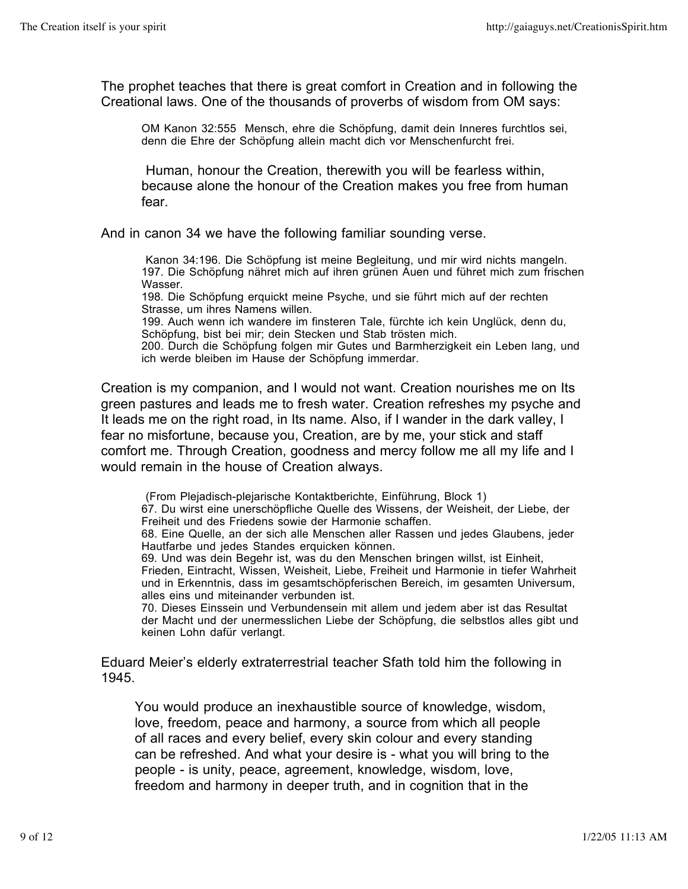The prophet teaches that there is great comfort in Creation and in following the Creational laws. One of the thousands of proverbs of wisdom from OM says:

> OM Kanon 32:555 Mensch, ehre die Schöpfung, damit dein Inneres furchtlos sei, denn die Ehre der Schöpfung allein macht dich vor Menschenfurcht frei.
>
> Human, honour the Creation, therewith you will be fearless within, because alone the honour of the Creation makes you free from human fear.

And in canon 34 we have the following familiar sounding verse.

> Kanon 34:196. Die Schöpfung ist meine Begleitung, und mir wird nichts mangeln.
> 197. Die Schöpfung nähret mich auf ihren grünen Auen und führet mich zum frischen Wasser.
> 198. Die Schöpfung erquickt meine Psyche, und sie führt mich auf der rechten Strasse, um ihres Namens willen.
> 199. Auch wenn ich wandere im finsteren Tale, fürchte ich kein Unglück, denn du, Schöpfung, bist bei mir; dein Stecken und Stab trösten mich.
> 200. Durch die Schöpfung folgen mir Gutes und Barmherzigkeit ein Leben lang, und ich werde bleiben im Hause der Schöpfung immerdar.

Creation is my companion, and I would not want. Creation nourishes me on Its green pastures and leads me to fresh water. Creation refreshes my psyche and It leads me on the right road, in Its name. Also, if I wander in the dark valley, I fear no misfortune, because you, Creation, are by me, your stick and staff comfort me. Through Creation, goodness and mercy follow me all my life and I would remain in the house of Creation always.

> (From Plejadisch-plejarische Kontaktberichte, Einführung, Block 1)
> 67. Du wirst eine unerschöpfliche Quelle des Wissens, der Weisheit, der Liebe, der Freiheit und des Friedens sowie der Harmonie schaffen.
> 68. Eine Quelle, an der sich alle Menschen aller Rassen und jedes Glaubens, jeder Hautfarbe und jedes Standes erquicken können.
> 69. Und was dein Begehr ist, was du den Menschen bringen willst, ist Einheit, Frieden, Eintracht, Wissen, Weisheit, Liebe, Freiheit und Harmonie in tiefer Wahrheit und in Erkenntnis, dass im gesamtschöpferischen Bereich, im gesamten Universum, alles eins und miteinander verbunden ist.
> 70. Dieses Einssein und Verbundensein mit allem und jedem aber ist das Resultat der Macht und der unermesslichen Liebe der Schöpfung, die selbstlos alles gibt und keinen Lohn dafür verlangt.

Eduard Meier's elderly extraterrestrial teacher Sfath told him the following in 1945.

> You would produce an inexhaustible source of knowledge, wisdom, love, freedom, peace and harmony, a source from which all people of all races and every belief, every skin colour and every standing can be refreshed. And what your desire is - what you will bring to the people - is unity, peace, agreement, knowledge, wisdom, love, freedom and harmony in deeper truth, and in cognition that in the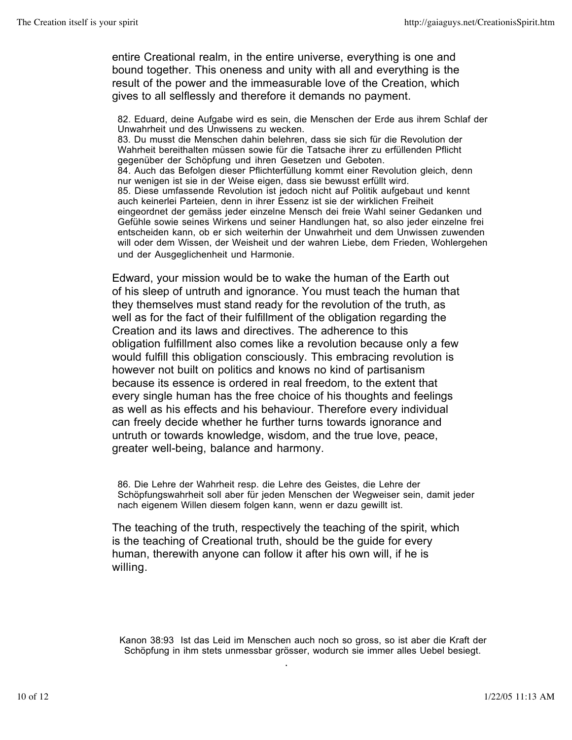entire Creational realm, in the entire universe, everything is one and bound together. This oneness and unity with all and everything is the result of the power and the immeasurable love of the Creation, which gives to all selflessly and therefore it demands no payment.

> 82. Eduard, deine Aufgabe wird es sein, die Menschen der Erde aus ihrem Schlaf der Unwahrheit und des Unwissens zu wecken.
> 83. Du musst die Menschen dahin belehren, dass sie sich für die Revolution der Wahrheit bereithalten müssen sowie für die Tatsache ihrer zu erfüllenden Pflicht gegenüber der Schöpfung und ihren Gesetzen und Geboten.
> 84. Auch das Befolgen dieser Pflichterfüllung kommt einer Revolution gleich, denn nur wenigen ist sie in der Weise eigen, dass sie bewusst erfüllt wird.
> 85. Diese umfassende Revolution ist jedoch nicht auf Politik aufgebaut und kennt auch keinerlei Parteien, denn in ihrer Essenz ist sie der wirklichen Freiheit eingeordnet der gemäss jeder einzelne Mensch dei freie Wahl seiner Gedanken und Gefühle sowie seines Wirkens und seiner Handlungen hat, so also jeder einzelne frei entscheiden kann, ob er sich weiterhin der Unwahrheit und dem Unwissen zuwenden will oder dem Wissen, der Weisheit und der wahren Liebe, dem Frieden, Wohlergehen und der Ausgeglichenheit und Harmonie.

Edward, your mission would be to wake the human of the Earth out of his sleep of untruth and ignorance. You must teach the human that they themselves must stand ready for the revolution of the truth, as well as for the fact of their fulfillment of the obligation regarding the Creation and its laws and directives. The adherence to this obligation fulfillment also comes like a revolution because only a few would fulfill this obligation consciously. This embracing revolution is however not built on politics and knows no kind of partisanism because its essence is ordered in real freedom, to the extent that every single human has the free choice of his thoughts and feelings as well as his effects and his behaviour. Therefore every individual can freely decide whether he further turns towards ignorance and untruth or towards knowledge, wisdom, and the true love, peace, greater well-being, balance and harmony.

> 86. Die Lehre der Wahrheit resp. die Lehre des Geistes, die Lehre der Schöpfungswahrheit soll aber für jeden Menschen der Wegweiser sein, damit jeder nach eigenem Willen diesem folgen kann, wenn er dazu gewillt ist.

The teaching of the truth, respectively the teaching of the spirit, which is the teaching of Creational truth, should be the guide for every human, therewith anyone can follow it after his own will, if he is willing.

Kanon 38:93 Ist das Leid im Menschen auch noch so gross, so ist aber die Kraft der Schöpfung in ihm stets unmessbar grösser, wodurch sie immer alles Uebel besiegt.

.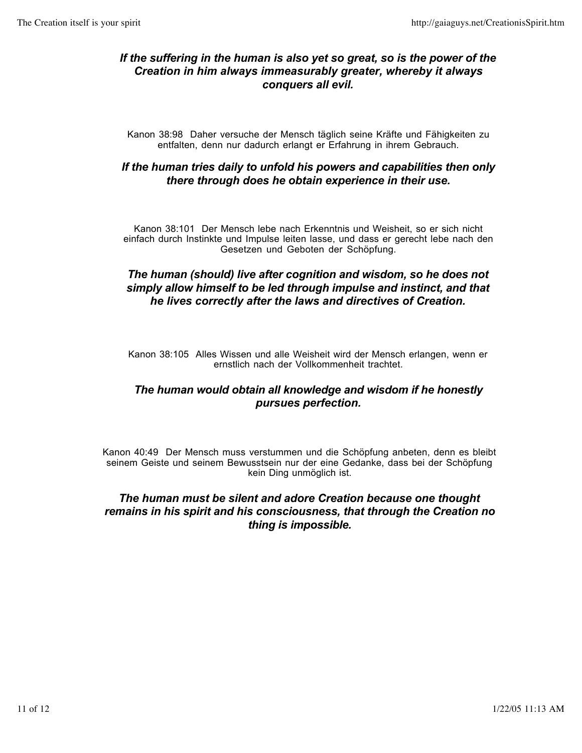***If the suffering in the human is also yet so great, so is the power of the Creation in him always immeasurably greater, whereby it always conquers all evil.***

Kanon 38:98 Daher versuche der Mensch täglich seine Kräfte und Fähigkeiten zu entfalten, denn nur dadurch erlangt er Erfahrung in ihrem Gebrauch.

***If the human tries daily to unfold his powers and capabilities then only there through does he obtain experience in their use.***

Kanon 38:101 Der Mensch lebe nach Erkenntnis und Weisheit, so er sich nicht einfach durch Instinkte und Impulse leiten lasse, und dass er gerecht lebe nach den Gesetzen und Geboten der Schöpfung.

***The human (should) live after cognition and wisdom, so he does not simply allow himself to be led through impulse and instinct, and that he lives correctly after the laws and directives of Creation.***

Kanon 38:105 Alles Wissen und alle Weisheit wird der Mensch erlangen, wenn er ernstlich nach der Vollkommenheit trachtet.

***The human would obtain all knowledge and wisdom if he honestly pursues perfection.***

Kanon 40:49 Der Mensch muss verstummen und die Schöpfung anbeten, denn es bleibt seinem Geiste und seinem Bewusstsein nur der eine Gedanke, dass bei der Schöpfung kein Ding unmöglich ist.

***The human must be silent and adore Creation because one thought remains in his spirit and his consciousness, that through the Creation no thing is impossible.***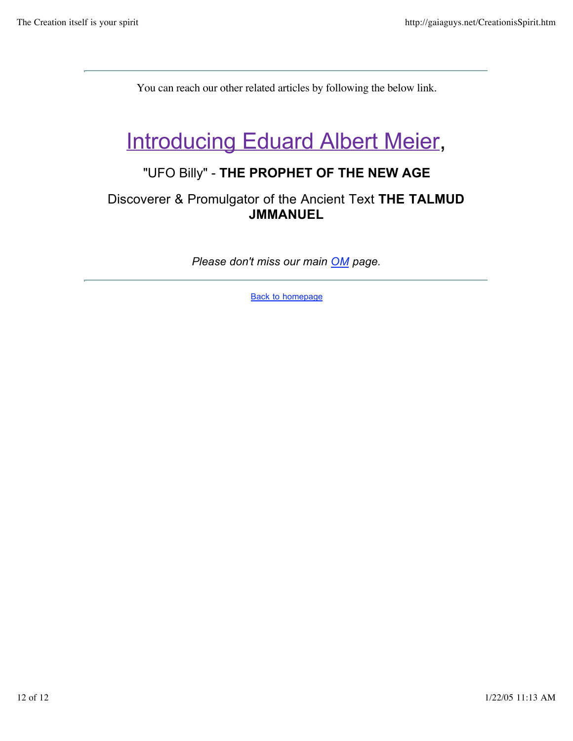---

You can reach our other related articles by following the below link.

# Introducing Eduard Albert Meier,

### "UFO Billy" - **THE PROPHET OF THE NEW AGE**

### Discoverer & Promulgator of the Ancient Text **THE TALMUD JMMANUEL**

*Please don't miss our main OM page.*

---

Back to homepage